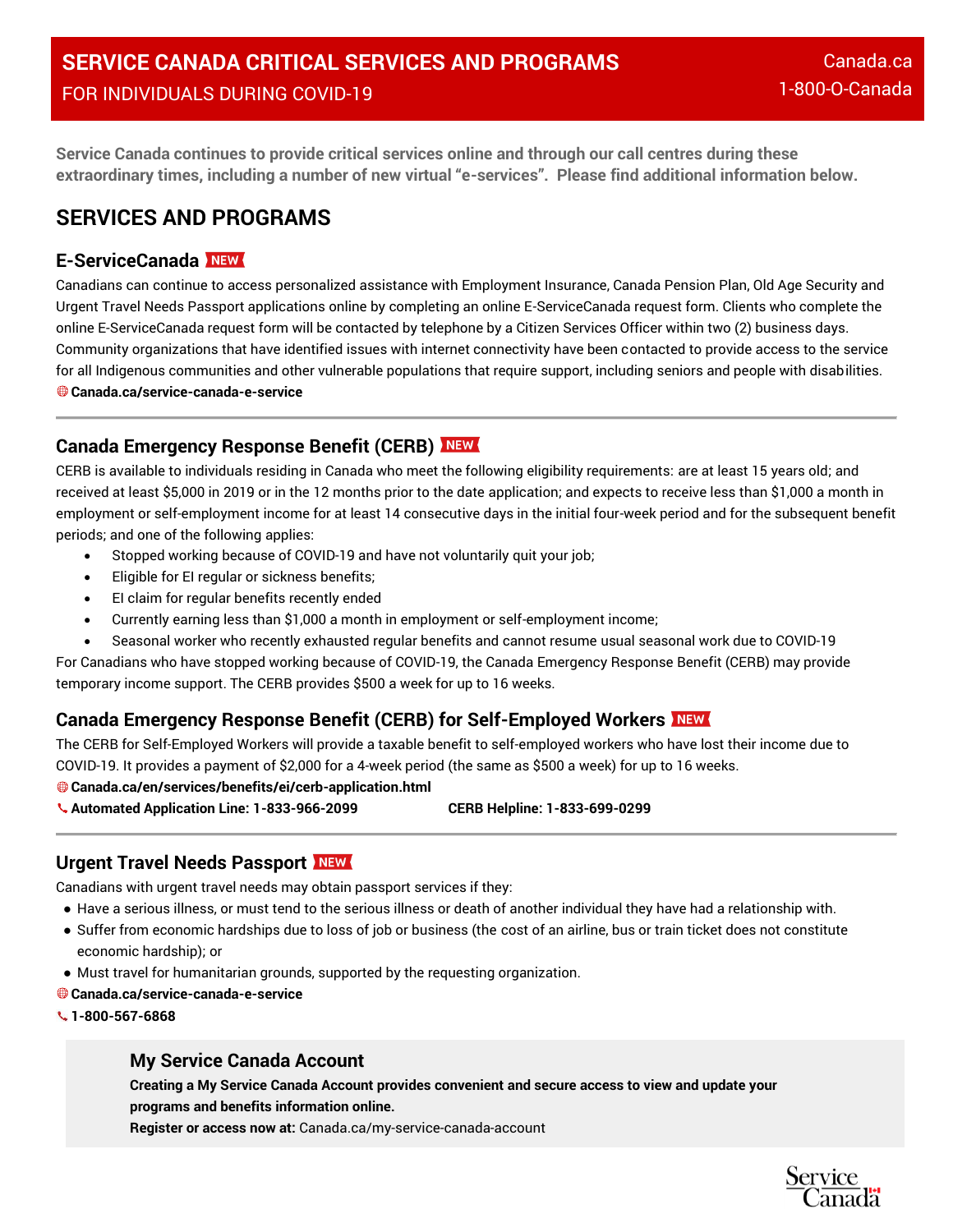# SERVICE CANADA CRITICAL SERVICES AND PROGRAMS

FOR INDIVIDUALS DURING COVID-19

Canada.ca
1-800-O-Canada

**Service Canada continues to provide critical services online and through our call centres during these extraordinary times, including a number of new virtual "e-services". Please find additional information below.**

## SERVICES AND PROGRAMS

### E-ServiceCanada NEW

Canadians can continue to access personalized assistance with Employment Insurance, Canada Pension Plan, Old Age Security and Urgent Travel Needs Passport applications online by completing an online E-ServiceCanada request form. Clients who complete the online E-ServiceCanada request form will be contacted by telephone by a Citizen Services Officer within two (2) business days. Community organizations that have identified issues with internet connectivity have been contacted to provide access to the service for all Indigenous communities and other vulnerable populations that require support, including seniors and people with disabilities.

**Canada.ca/service-canada-e-service**

---

### Canada Emergency Response Benefit (CERB) NEW

CERB is available to individuals residing in Canada who meet the following eligibility requirements: are at least 15 years old; and received at least $5,000 in 2019 or in the 12 months prior to the date application; and expects to receive less than $1,000 a month in employment or self-employment income for at least 14 consecutive days in the initial four-week period and for the subsequent benefit periods; and one of the following applies:

- Stopped working because of COVID-19 and have not voluntarily quit your job;
- Eligible for EI regular or sickness benefits;
- EI claim for regular benefits recently ended
- Currently earning less than $1,000 a month in employment or self-employment income;
- Seasonal worker who recently exhausted regular benefits and cannot resume usual seasonal work due to COVID-19

For Canadians who have stopped working because of COVID-19, the Canada Emergency Response Benefit (CERB) may provide temporary income support. The CERB provides $500 a week for up to 16 weeks.

### Canada Emergency Response Benefit (CERB) for Self-Employed Workers NEW

The CERB for Self-Employed Workers will provide a taxable benefit to self-employed workers who have lost their income due to COVID-19. It provides a payment of $2,000 for a 4-week period (the same as $500 a week) for up to 16 weeks.

**Canada.ca/en/services/benefits/ei/cerb-application.html**

**Automated Application Line: 1-833-966-2099** **CERB Helpline: 1-833-699-0299**

---

### Urgent Travel Needs Passport NEW

Canadians with urgent travel needs may obtain passport services if they:

- Have a serious illness, or must tend to the serious illness or death of another individual they have had a relationship with.
- Suffer from economic hardships due to loss of job or business (the cost of an airline, bus or train ticket does not constitute economic hardship); or
- Must travel for humanitarian grounds, supported by the requesting organization.

**Canada.ca/service-canada-e-service**

**1-800-567-6868**

### My Service Canada Account

**Creating a My Service Canada Account provides convenient and secure access to view and update your programs and benefits information online.**

**Register or access now at:** Canada.ca/my-service-canada-account

Service Canada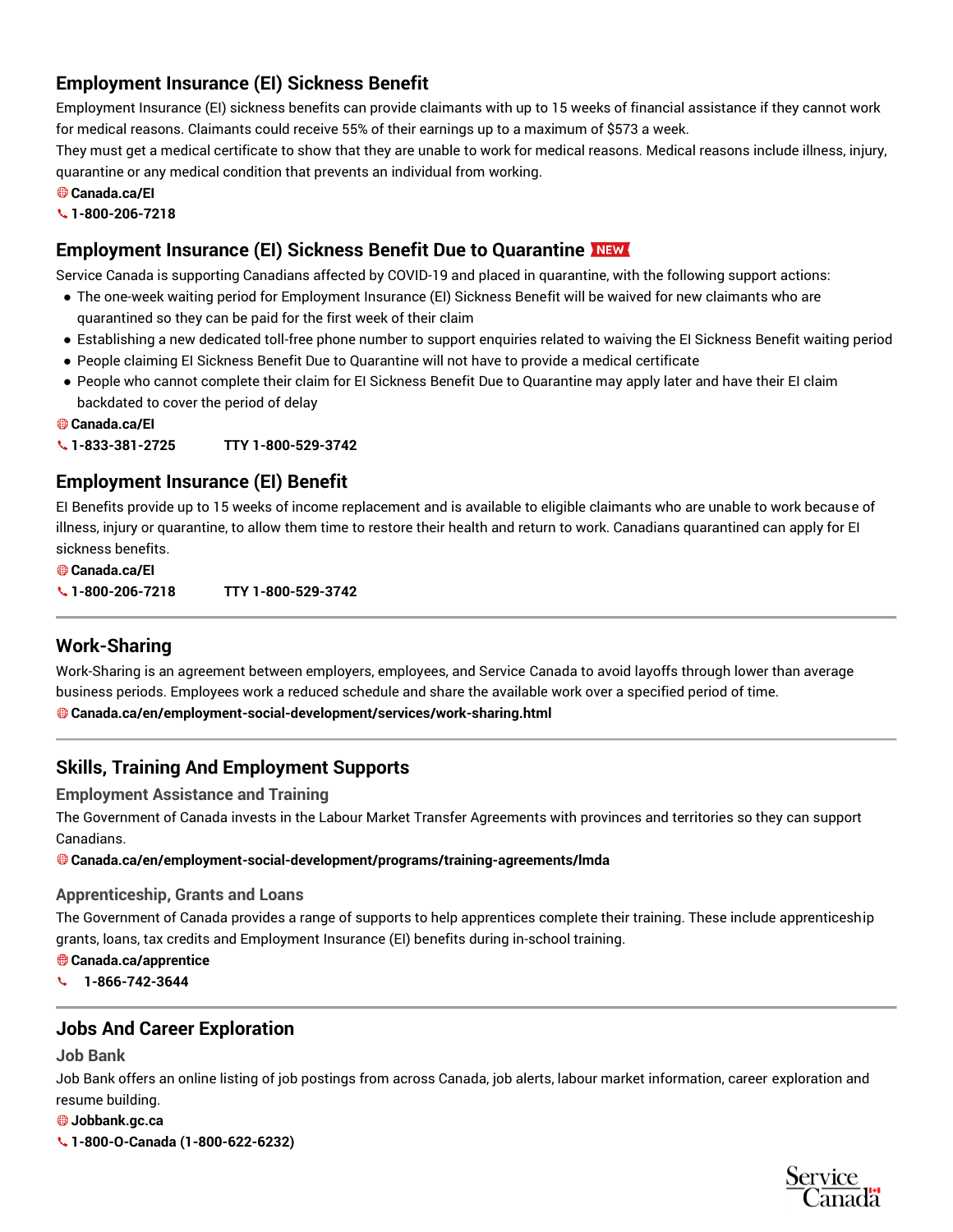## Employment Insurance (EI) Sickness Benefit

Employment Insurance (EI) sickness benefits can provide claimants with up to 15 weeks of financial assistance if they cannot work for medical reasons. Claimants could receive 55% of their earnings up to a maximum of $573 a week.
They must get a medical certificate to show that they are unable to work for medical reasons. Medical reasons include illness, injury, quarantine or any medical condition that prevents an individual from working.

**Canada.ca/EI**
**1-800-206-7218**

## Employment Insurance (EI) Sickness Benefit Due to Quarantine NEW

Service Canada is supporting Canadians affected by COVID-19 and placed in quarantine, with the following support actions:

- The one-week waiting period for Employment Insurance (EI) Sickness Benefit will be waived for new claimants who are quarantined so they can be paid for the first week of their claim
- Establishing a new dedicated toll-free phone number to support enquiries related to waiving the EI Sickness Benefit waiting period
- People claiming EI Sickness Benefit Due to Quarantine will not have to provide a medical certificate
- People who cannot complete their claim for EI Sickness Benefit Due to Quarantine may apply later and have their EI claim backdated to cover the period of delay

**Canada.ca/EI**
**1-833-381-2725** **TTY 1-800-529-3742**

## Employment Insurance (EI) Benefit

EI Benefits provide up to 15 weeks of income replacement and is available to eligible claimants who are unable to work because of illness, injury or quarantine, to allow them time to restore their health and return to work. Canadians quarantined can apply for EI sickness benefits.

**Canada.ca/EI**
**1-800-206-7218** **TTY 1-800-529-3742**

## Work-Sharing

Work-Sharing is an agreement between employers, employees, and Service Canada to avoid layoffs through lower than average business periods. Employees work a reduced schedule and share the available work over a specified period of time.

**Canada.ca/en/employment-social-development/services/work-sharing.html**

## Skills, Training And Employment Supports

### Employment Assistance and Training

The Government of Canada invests in the Labour Market Transfer Agreements with provinces and territories so they can support Canadians.

**Canada.ca/en/employment-social-development/programs/training-agreements/lmda**

### Apprenticeship, Grants and Loans

The Government of Canada provides a range of supports to help apprentices complete their training. These include apprenticeship grants, loans, tax credits and Employment Insurance (EI) benefits during in-school training.

**Canada.ca/apprentice**
**1-866-742-3644**

## Jobs And Career Exploration

### Job Bank

Job Bank offers an online listing of job postings from across Canada, job alerts, labour market information, career exploration and resume building.

**Jobbank.gc.ca**
**1-800-O-Canada (1-800-622-6232)**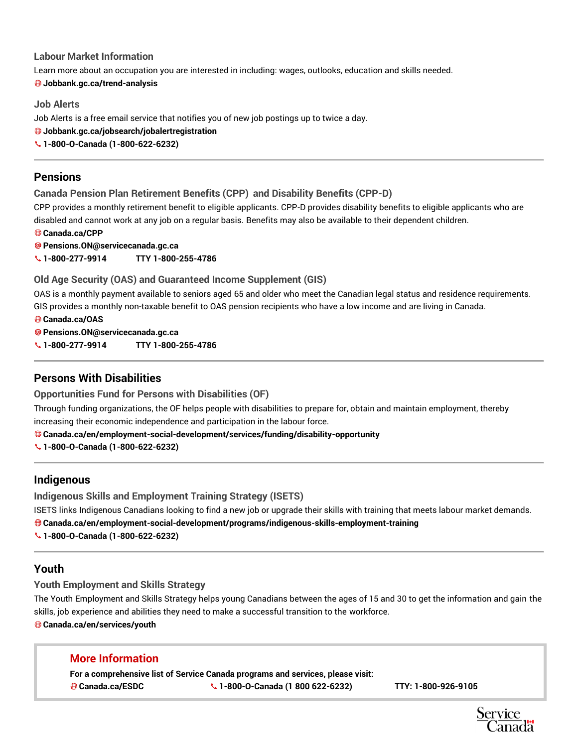### Labour Market Information

Learn more about an occupation you are interested in including: wages, outlooks, education and skills needed.

**Jobbank.gc.ca/trend-analysis**

### Job Alerts

Job Alerts is a free email service that notifies you of new job postings up to twice a day.

**Jobbank.gc.ca/jobsearch/jobalertregistration**

**1-800-O-Canada (1-800-622-6232)**

---

## Pensions

### Canada Pension Plan Retirement Benefits (CPP) and Disability Benefits (CPP-D)

CPP provides a monthly retirement benefit to eligible applicants. CPP-D provides disability benefits to eligible applicants who are disabled and cannot work at any job on a regular basis. Benefits may also be available to their dependent children.

**Canada.ca/CPP**

**Pensions.ON@servicecanada.gc.ca**

**1-800-277-9914** **TTY 1-800-255-4786**

### Old Age Security (OAS) and Guaranteed Income Supplement (GIS)

OAS is a monthly payment available to seniors aged 65 and older who meet the Canadian legal status and residence requirements. GIS provides a monthly non-taxable benefit to OAS pension recipients who have a low income and are living in Canada.

**Canada.ca/OAS**

**Pensions.ON@servicecanada.gc.ca**

**1-800-277-9914** **TTY 1-800-255-4786**

---

## Persons With Disabilities

### Opportunities Fund for Persons with Disabilities (OF)

Through funding organizations, the OF helps people with disabilities to prepare for, obtain and maintain employment, thereby increasing their economic independence and participation in the labour force.

**Canada.ca/en/employment-social-development/services/funding/disability-opportunity**

**1-800-O-Canada (1-800-622-6232)**

---

## Indigenous

### Indigenous Skills and Employment Training Strategy (ISETS)

ISETS links Indigenous Canadians looking to find a new job or upgrade their skills with training that meets labour market demands.

**Canada.ca/en/employment-social-development/programs/indigenous-skills-employment-training**

**1-800-O-Canada (1-800-622-6232)**

---

## Youth

### Youth Employment and Skills Strategy

The Youth Employment and Skills Strategy helps young Canadians between the ages of 15 and 30 to get the information and gain the skills, job experience and abilities they need to make a successful transition to the workforce.

**Canada.ca/en/services/youth**

## More Information

**For a comprehensive list of Service Canada programs and services, please visit:**

**Canada.ca/ESDC** **1-800-O-Canada (1 800 622-6232)** **TTY: 1-800-926-9105**

Service Canada